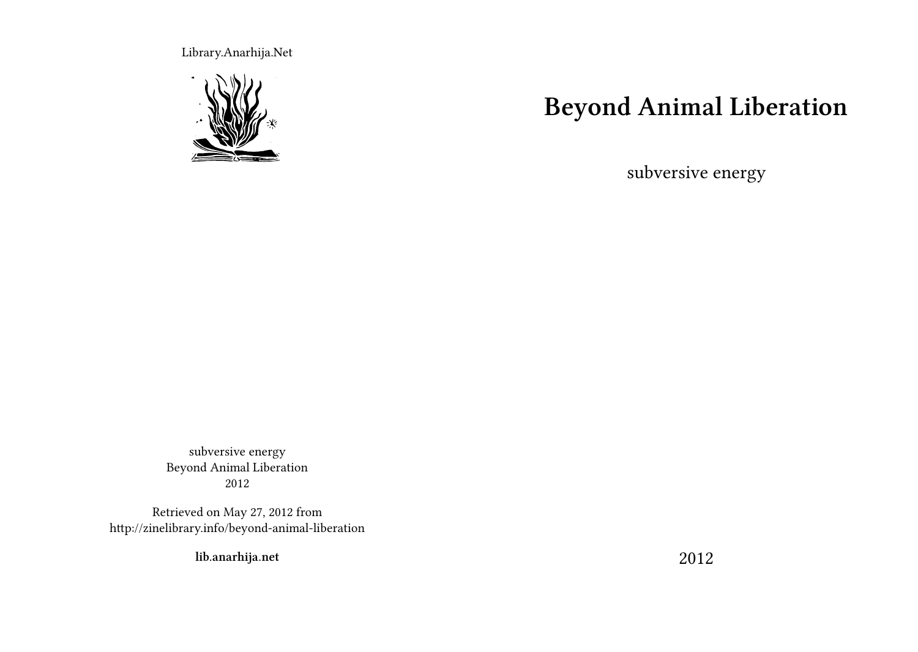# Beyond Animal Liberation

subversive energy

2012

Library.Anarhija.Net

subversive energy
Beyond Animal Liberation
2012

Retrieved on May 27, 2012 from
http://zinelibrary.info/beyond-animal-liberation

**lib.anarhija.net**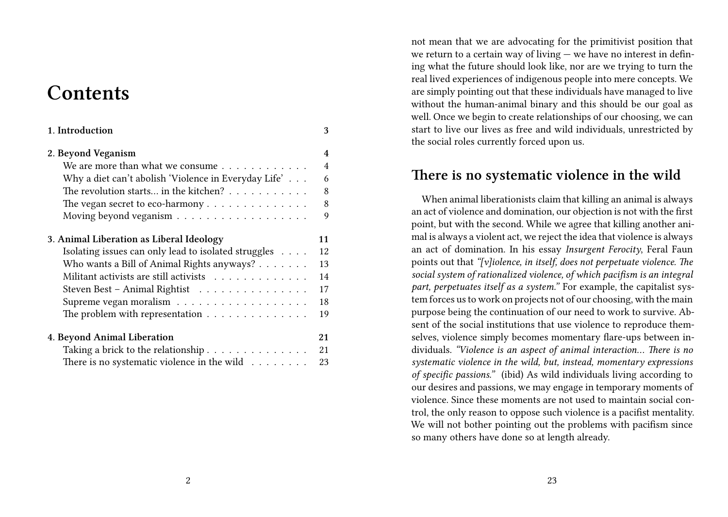# Contents

| | |
|---|---|
| **1. Introduction** | **3** |
| **2. Beyond Veganism** | **4** |
| We are more than what we consume | 4 |
| Why a diet can't abolish 'Violence in Everyday Life' | 6 |
| The revolution starts... in the kitchen? | 8 |
| The vegan secret to eco-harmony | 8 |
| Moving beyond veganism | 9 |
| **3. Animal Liberation as Liberal Ideology** | **11** |
| Isolating issues can only lead to isolated struggles | 12 |
| Who wants a Bill of Animal Rights anyways? | 13 |
| Militant activists are still activists | 14 |
| Steven Best – Animal Rightist | 17 |
| Supreme vegan moralism | 18 |
| The problem with representation | 19 |
| **4. Beyond Animal Liberation** | **21** |
| Taking a brick to the relationship | 21 |
| There is no systematic violence in the wild | 23 |

not mean that we are advocating for the primitivist position that we return to a certain way of living — we have no interest in defining what the future should look like, nor are we trying to turn the real lived experiences of indigenous people into mere concepts. We are simply pointing out that these individuals have managed to live without the human-animal binary and this should be our goal as well. Once we begin to create relationships of our choosing, we can start to live our lives as free and wild individuals, unrestricted by the social roles currently forced upon us.

## There is no systematic violence in the wild

When animal liberationists claim that killing an animal is always an act of violence and domination, our objection is not with the first point, but with the second. While we agree that killing another animal is always a violent act, we reject the idea that violence is always an act of domination. In his essay *Insurgent Ferocity*, Feral Faun points out that *"[v]iolence, in itself, does not perpetuate violence. The social system of rationalized violence, of which pacifism is an integral part, perpetuates itself as a system."* For example, the capitalist system forces us to work on projects not of our choosing, with the main purpose being the continuation of our need to work to survive. Absent of the social institutions that use violence to reproduce themselves, violence simply becomes momentary flare-ups between individuals. *"Violence is an aspect of animal interaction... There is no systematic violence in the wild, but, instead, momentary expressions of specific passions."* (ibid) As wild individuals living according to our desires and passions, we may engage in temporary moments of violence. Since these moments are not used to maintain social control, the only reason to oppose such violence is a pacifist mentality. We will not bother pointing out the problems with pacifism since so many others have done so at length already.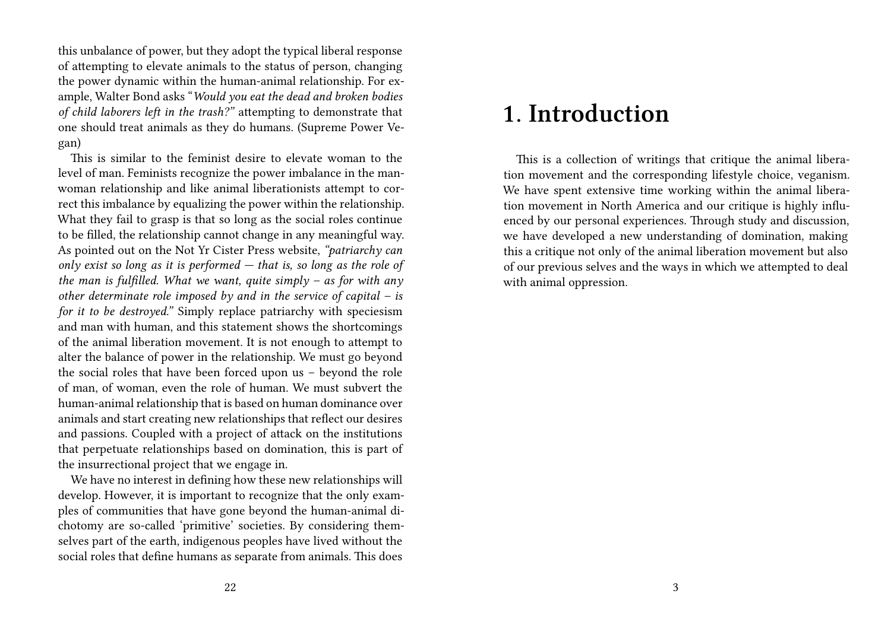this unbalance of power, but they adopt the typical liberal response of attempting to elevate animals to the status of person, changing the power dynamic within the human-animal relationship. For example, Walter Bond asks "*Would you eat the dead and broken bodies of child laborers left in the trash?*" attempting to demonstrate that one should treat animals as they do humans. (Supreme Power Vegan)

This is similar to the feminist desire to elevate woman to the level of man. Feminists recognize the power imbalance in the man-woman relationship and like animal liberationists attempt to correct this imbalance by equalizing the power within the relationship. What they fail to grasp is that so long as the social roles continue to be filled, the relationship cannot change in any meaningful way. As pointed out on the Not Yr Cister Press website, *"patriarchy can only exist so long as it is performed — that is, so long as the role of the man is fulfilled. What we want, quite simply – as for with any other determinate role imposed by and in the service of capital – is for it to be destroyed."* Simply replace patriarchy with speciesism and man with human, and this statement shows the shortcomings of the animal liberation movement. It is not enough to attempt to alter the balance of power in the relationship. We must go beyond the social roles that have been forced upon us – beyond the role of man, of woman, even the role of human. We must subvert the human-animal relationship that is based on human dominance over animals and start creating new relationships that reflect our desires and passions. Coupled with a project of attack on the institutions that perpetuate relationships based on domination, this is part of the insurrectional project that we engage in.

We have no interest in defining how these new relationships will develop. However, it is important to recognize that the only examples of communities that have gone beyond the human-animal dichotomy are so-called 'primitive' societies. By considering themselves part of the earth, indigenous peoples have lived without the social roles that define humans as separate from animals. This does

# 1. Introduction

This is a collection of writings that critique the animal liberation movement and the corresponding lifestyle choice, veganism. We have spent extensive time working within the animal liberation movement in North America and our critique is highly influenced by our personal experiences. Through study and discussion, we have developed a new understanding of domination, making this a critique not only of the animal liberation movement but also of our previous selves and the ways in which we attempted to deal with animal oppression.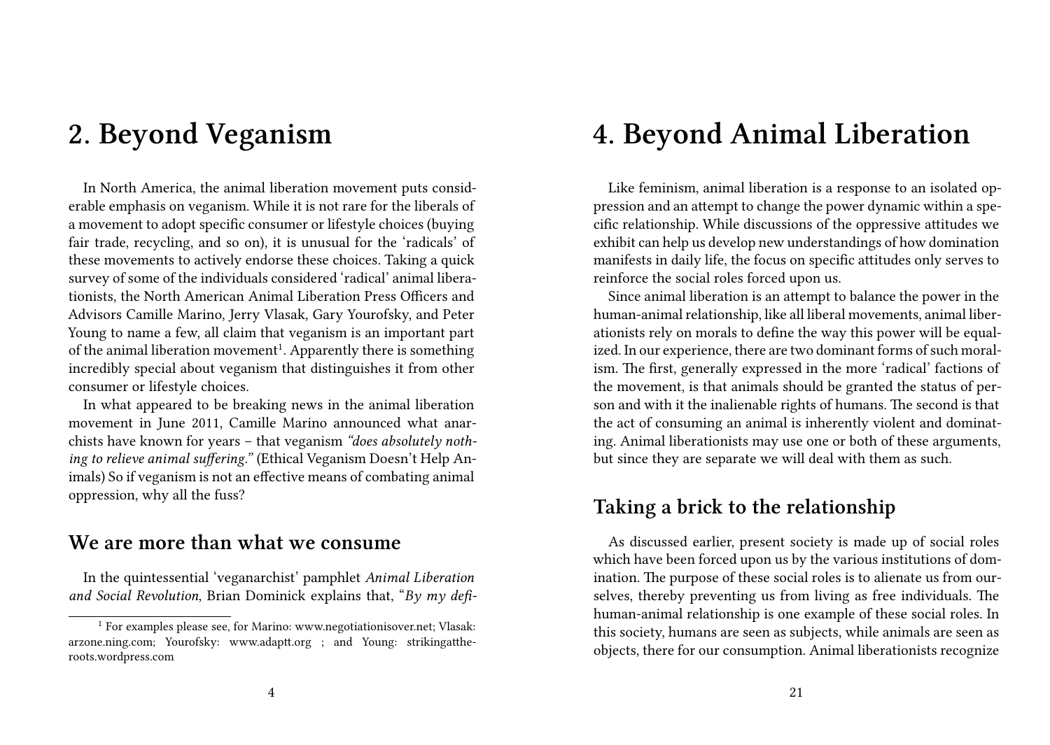# 2. Beyond Veganism

In North America, the animal liberation movement puts considerable emphasis on veganism. While it is not rare for the liberals of a movement to adopt specific consumer or lifestyle choices (buying fair trade, recycling, and so on), it is unusual for the 'radicals' of these movements to actively endorse these choices. Taking a quick survey of some of the individuals considered 'radical' animal liberationists, the North American Animal Liberation Press Officers and Advisors Camille Marino, Jerry Vlasak, Gary Yourofsky, and Peter Young to name a few, all claim that veganism is an important part of the animal liberation movement[1]. Apparently there is something incredibly special about veganism that distinguishes it from other consumer or lifestyle choices.

In what appeared to be breaking news in the animal liberation movement in June 2011, Camille Marino announced what anarchists have known for years – that veganism *"does absolutely nothing to relieve animal suffering."* (Ethical Veganism Doesn't Help Animals) So if veganism is not an effective means of combating animal oppression, why all the fuss?

## We are more than what we consume

In the quintessential 'veganarchist' pamphlet *Animal Liberation and Social Revolution*, Brian Dominick explains that, "*By my defi-*

[1] For examples please see, for Marino: www.negotiationisover.net; Vlasak: arzone.ning.com; Yourofsky: www.adaptt.org ; and Young: strikingattheroots.wordpress.com

# 4. Beyond Animal Liberation

Like feminism, animal liberation is a response to an isolated oppression and an attempt to change the power dynamic within a specific relationship. While discussions of the oppressive attitudes we exhibit can help us develop new understandings of how domination manifests in daily life, the focus on specific attitudes only serves to reinforce the social roles forced upon us.

Since animal liberation is an attempt to balance the power in the human-animal relationship, like all liberal movements, animal liberationists rely on morals to define the way this power will be equalized. In our experience, there are two dominant forms of such moralism. The first, generally expressed in the more 'radical' factions of the movement, is that animals should be granted the status of person and with it the inalienable rights of humans. The second is that the act of consuming an animal is inherently violent and dominating. Animal liberationists may use one or both of these arguments, but since they are separate we will deal with them as such.

## Taking a brick to the relationship

As discussed earlier, present society is made up of social roles which have been forced upon us by the various institutions of domination. The purpose of these social roles is to alienate us from ourselves, thereby preventing us from living as free individuals. The human-animal relationship is one example of these social roles. In this society, humans are seen as subjects, while animals are seen as objects, there for our consumption. Animal liberationists recognize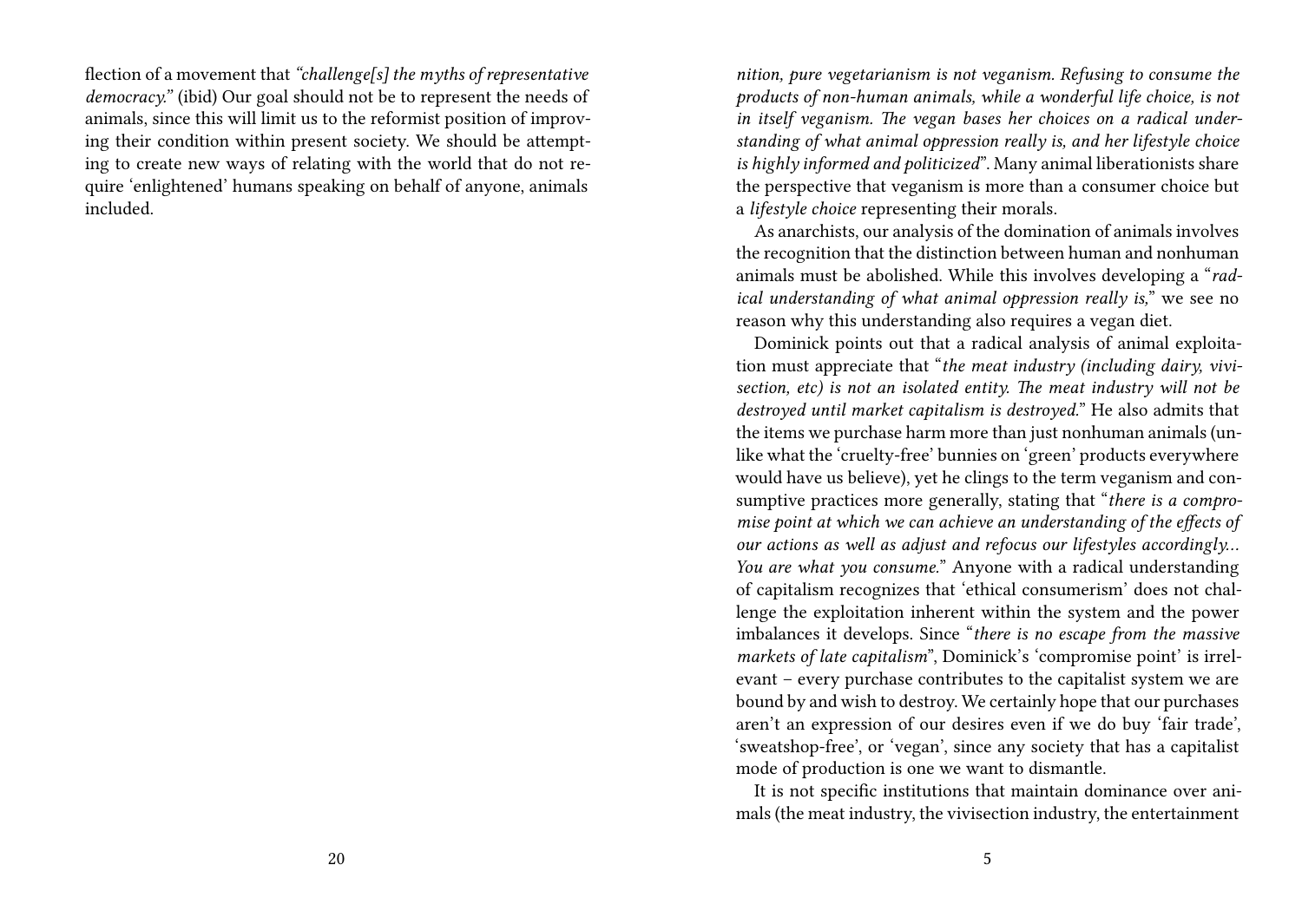flection of a movement that *"challenge[s] the myths of representative democracy."* (ibid) Our goal should not be to represent the needs of animals, since this will limit us to the reformist position of improving their condition within present society. We should be attempting to create new ways of relating with the world that do not require 'enlightened' humans speaking on behalf of anyone, animals included.

*nition, pure vegetarianism is not veganism. Refusing to consume the products of non-human animals, while a wonderful life choice, is not in itself veganism. The vegan bases her choices on a radical understanding of what animal oppression really is, and her lifestyle choice is highly informed and politicized*". Many animal liberationists share the perspective that veganism is more than a consumer choice but a *lifestyle choice* representing their morals.

As anarchists, our analysis of the domination of animals involves the recognition that the distinction between human and nonhuman animals must be abolished. While this involves developing a "*radical understanding of what animal oppression really is,*" we see no reason why this understanding also requires a vegan diet.

Dominick points out that a radical analysis of animal exploitation must appreciate that "*the meat industry (including dairy, vivisection, etc) is not an isolated entity. The meat industry will not be destroyed until market capitalism is destroyed.*" He also admits that the items we purchase harm more than just nonhuman animals (unlike what the 'cruelty-free' bunnies on 'green' products everywhere would have us believe), yet he clings to the term veganism and consumptive practices more generally, stating that "*there is a compromise point at which we can achieve an understanding of the effects of our actions as well as adjust and refocus our lifestyles accordingly… You are what you consume.*" Anyone with a radical understanding of capitalism recognizes that 'ethical consumerism' does not challenge the exploitation inherent within the system and the power imbalances it develops. Since "*there is no escape from the massive markets of late capitalism*", Dominick's 'compromise point' is irrelevant – every purchase contributes to the capitalist system we are bound by and wish to destroy. We certainly hope that our purchases aren't an expression of our desires even if we do buy 'fair trade', 'sweatshop-free', or 'vegan', since any society that has a capitalist mode of production is one we want to dismantle.

It is not specific institutions that maintain dominance over animals (the meat industry, the vivisection industry, the entertainment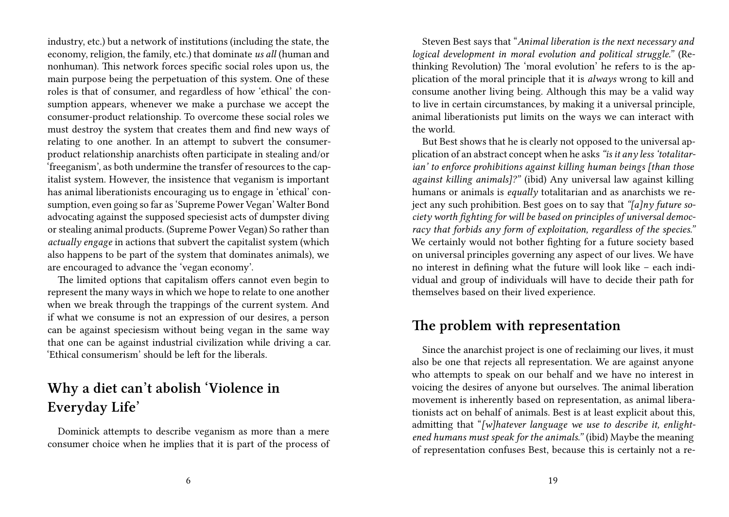industry, etc.) but a network of institutions (including the state, the economy, religion, the family, etc.) that dominate *us all* (human and nonhuman). This network forces specific social roles upon us, the main purpose being the perpetuation of this system. One of these roles is that of consumer, and regardless of how 'ethical' the consumption appears, whenever we make a purchase we accept the consumer-product relationship. To overcome these social roles we must destroy the system that creates them and find new ways of relating to one another. In an attempt to subvert the consumer-product relationship anarchists often participate in stealing and/or 'freeganism', as both undermine the transfer of resources to the capitalist system. However, the insistence that veganism is important has animal liberationists encouraging us to engage in 'ethical' consumption, even going so far as 'Supreme Power Vegan' Walter Bond advocating against the supposed speciesist acts of dumpster diving or stealing animal products. (Supreme Power Vegan) So rather than *actually engage* in actions that subvert the capitalist system (which also happens to be part of the system that dominates animals), we are encouraged to advance the 'vegan economy'.

The limited options that capitalism offers cannot even begin to represent the many ways in which we hope to relate to one another when we break through the trappings of the current system. And if what we consume is not an expression of our desires, a person can be against speciesism without being vegan in the same way that one can be against industrial civilization while driving a car. 'Ethical consumerism' should be left for the liberals.

## Why a diet can't abolish 'Violence in Everyday Life'

Dominick attempts to describe veganism as more than a mere consumer choice when he implies that it is part of the process of

Steven Best says that "*Animal liberation is the next necessary and logical development in moral evolution and political struggle.*" (Rethinking Revolution) The 'moral evolution' he refers to is the application of the moral principle that it is *always* wrong to kill and consume another living being. Although this may be a valid way to live in certain circumstances, by making it a universal principle, animal liberationists put limits on the ways we can interact with the world.

But Best shows that he is clearly not opposed to the universal application of an abstract concept when he asks *"is it any less 'totalitarian' to enforce prohibitions against killing human beings [than those against killing animals]?"* (ibid) Any universal law against killing humans or animals is *equally* totalitarian and as anarchists we reject any such prohibition. Best goes on to say that *"[a]ny future society worth fighting for will be based on principles of universal democracy that forbids any form of exploitation, regardless of the species."* We certainly would not bother fighting for a future society based on universal principles governing any aspect of our lives. We have no interest in defining what the future will look like – each individual and group of individuals will have to decide their path for themselves based on their lived experience.

## The problem with representation

Since the anarchist project is one of reclaiming our lives, it must also be one that rejects all representation. We are against anyone who attempts to speak on our behalf and we have no interest in voicing the desires of anyone but ourselves. The animal liberation movement is inherently based on representation, as animal liberationists act on behalf of animals. Best is at least explicit about this, admitting that "*[w]hatever language we use to describe it, enlightened humans must speak for the animals.*" (ibid) Maybe the meaning of representation confuses Best, because this is certainly not a re-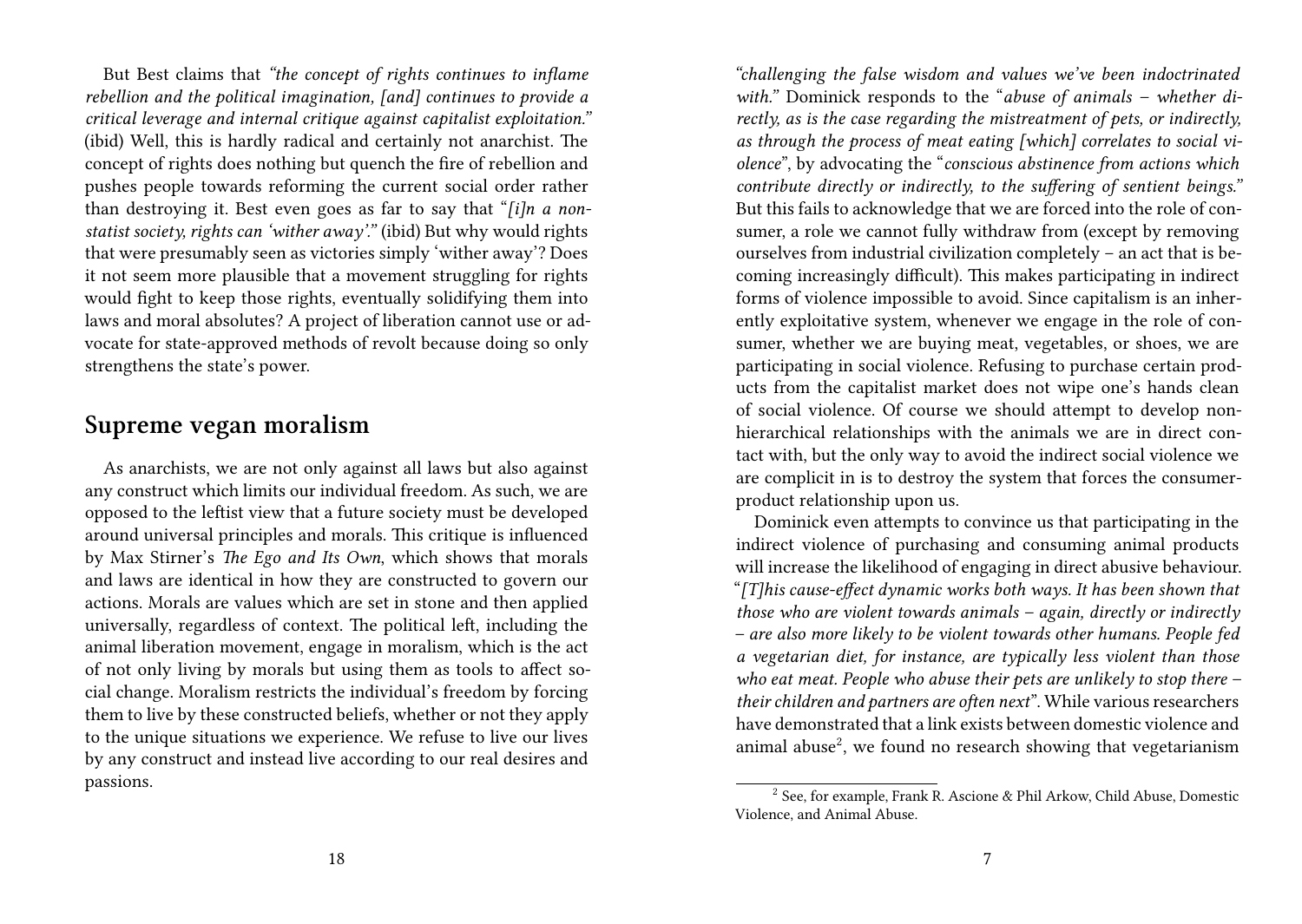But Best claims that *"the concept of rights continues to inflame rebellion and the political imagination, [and] continues to provide a critical leverage and internal critique against capitalist exploitation."* (ibid) Well, this is hardly radical and certainly not anarchist. The concept of rights does nothing but quench the fire of rebellion and pushes people towards reforming the current social order rather than destroying it. Best even goes as far to say that "*[i]n a non-statist society, rights can 'wither away'.*" (ibid) But why would rights that were presumably seen as victories simply 'wither away'? Does it not seem more plausible that a movement struggling for rights would fight to keep those rights, eventually solidifying them into laws and moral absolutes? A project of liberation cannot use or advocate for state-approved methods of revolt because doing so only strengthens the state's power.

## Supreme vegan moralism

As anarchists, we are not only against all laws but also against any construct which limits our individual freedom. As such, we are opposed to the leftist view that a future society must be developed around universal principles and morals. This critique is influenced by Max Stirner's *The Ego and Its Own*, which shows that morals and laws are identical in how they are constructed to govern our actions. Morals are values which are set in stone and then applied universally, regardless of context. The political left, including the animal liberation movement, engage in moralism, which is the act of not only living by morals but using them as tools to affect social change. Moralism restricts the individual's freedom by forcing them to live by these constructed beliefs, whether or not they apply to the unique situations we experience. We refuse to live our lives by any construct and instead live according to our real desires and passions.

*"challenging the false wisdom and values we've been indoctrinated with."* Dominick responds to the "*abuse of animals – whether directly, as is the case regarding the mistreatment of pets, or indirectly, as through the process of meat eating [which] correlates to social violence*", by advocating the "*conscious abstinence from actions which contribute directly or indirectly, to the suffering of sentient beings.*" But this fails to acknowledge that we are forced into the role of consumer, a role we cannot fully withdraw from (except by removing ourselves from industrial civilization completely – an act that is becoming increasingly difficult). This makes participating in indirect forms of violence impossible to avoid. Since capitalism is an inherently exploitative system, whenever we engage in the role of consumer, whether we are buying meat, vegetables, or shoes, we are participating in social violence. Refusing to purchase certain products from the capitalist market does not wipe one's hands clean of social violence. Of course we should attempt to develop non-hierarchical relationships with the animals we are in direct contact with, but the only way to avoid the indirect social violence we are complicit in is to destroy the system that forces the consumer-product relationship upon us.

Dominick even attempts to convince us that participating in the indirect violence of purchasing and consuming animal products will increase the likelihood of engaging in direct abusive behaviour. "*[T]his cause-effect dynamic works both ways. It has been shown that those who are violent towards animals – again, directly or indirectly – are also more likely to be violent towards other humans. People fed a vegetarian diet, for instance, are typically less violent than those who eat meat. People who abuse their pets are unlikely to stop there – their children and partners are often next*". While various researchers have demonstrated that a link exists between domestic violence and animal abuse[2], we found no research showing that vegetarianism

[2] See, for example, Frank R. Ascione & Phil Arkow, Child Abuse, Domestic Violence, and Animal Abuse.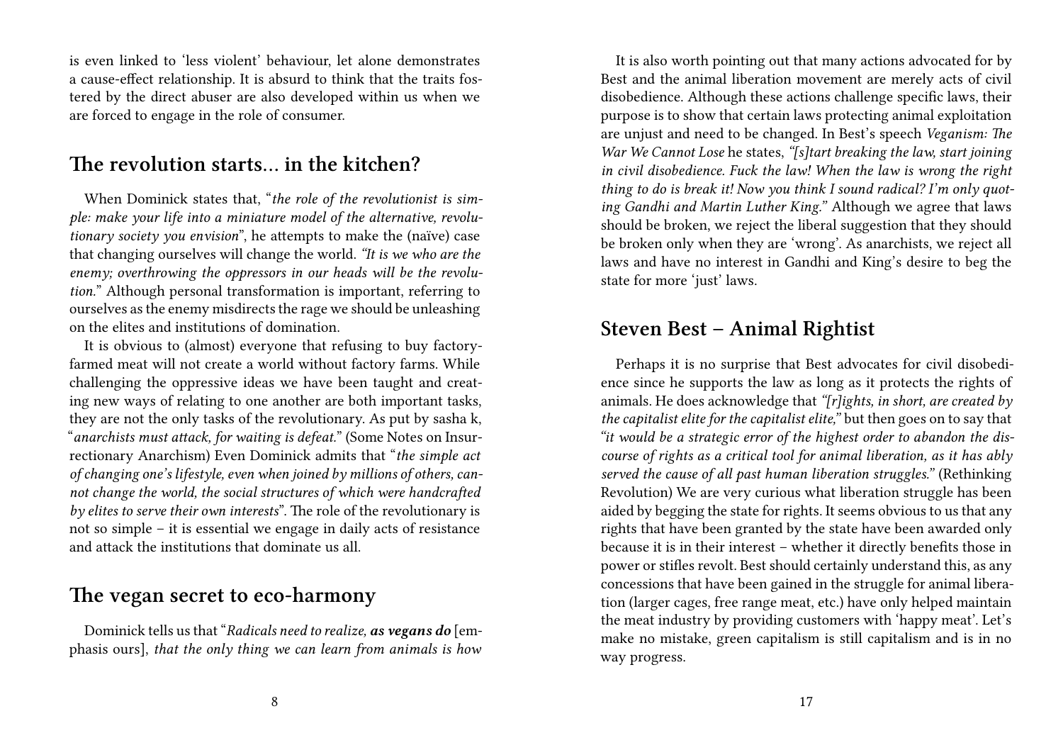is even linked to 'less violent' behaviour, let alone demonstrates a cause-effect relationship. It is absurd to think that the traits fostered by the direct abuser are also developed within us when we are forced to engage in the role of consumer.

## The revolution starts… in the kitchen?

When Dominick states that, "*the role of the revolutionist is simple: make your life into a miniature model of the alternative, revolutionary society you envision*", he attempts to make the (naïve) case that changing ourselves will change the world. *"It is we who are the enemy; overthrowing the oppressors in our heads will be the revolution."* Although personal transformation is important, referring to ourselves as the enemy misdirects the rage we should be unleashing on the elites and institutions of domination.

It is obvious to (almost) everyone that refusing to buy factory-farmed meat will not create a world without factory farms. While challenging the oppressive ideas we have been taught and creating new ways of relating to one another are both important tasks, they are not the only tasks of the revolutionary. As put by sasha k, "*anarchists must attack, for waiting is defeat.*" (Some Notes on Insurrectionary Anarchism) Even Dominick admits that "*the simple act of changing one's lifestyle, even when joined by millions of others, cannot change the world, the social structures of which were handcrafted by elites to serve their own interests*". The role of the revolutionary is not so simple – it is essential we engage in daily acts of resistance and attack the institutions that dominate us all.

## The vegan secret to eco-harmony

Dominick tells us that "*Radicals need to realize, **as vegans do** [emphasis ours], that the only thing we can learn from animals is how*

It is also worth pointing out that many actions advocated for by Best and the animal liberation movement are merely acts of civil disobedience. Although these actions challenge specific laws, their purpose is to show that certain laws protecting animal exploitation are unjust and need to be changed. In Best's speech *Veganism: The War We Cannot Lose* he states, *"[s]tart breaking the law, start joining in civil disobedience. Fuck the law! When the law is wrong the right thing to do is break it! Now you think I sound radical? I'm only quoting Gandhi and Martin Luther King."* Although we agree that laws should be broken, we reject the liberal suggestion that they should be broken only when they are 'wrong'. As anarchists, we reject all laws and have no interest in Gandhi and King's desire to beg the state for more 'just' laws.

## Steven Best – Animal Rightist

Perhaps it is no surprise that Best advocates for civil disobedience since he supports the law as long as it protects the rights of animals. He does acknowledge that *"[r]ights, in short, are created by the capitalist elite for the capitalist elite,"* but then goes on to say that *"it would be a strategic error of the highest order to abandon the discourse of rights as a critical tool for animal liberation, as it has ably served the cause of all past human liberation struggles."* (Rethinking Revolution) We are very curious what liberation struggle has been aided by begging the state for rights. It seems obvious to us that any rights that have been granted by the state have been awarded only because it is in their interest – whether it directly benefits those in power or stifles revolt. Best should certainly understand this, as any concessions that have been gained in the struggle for animal liberation (larger cages, free range meat, etc.) have only helped maintain the meat industry by providing customers with 'happy meat'. Let's make no mistake, green capitalism is still capitalism and is in no way progress.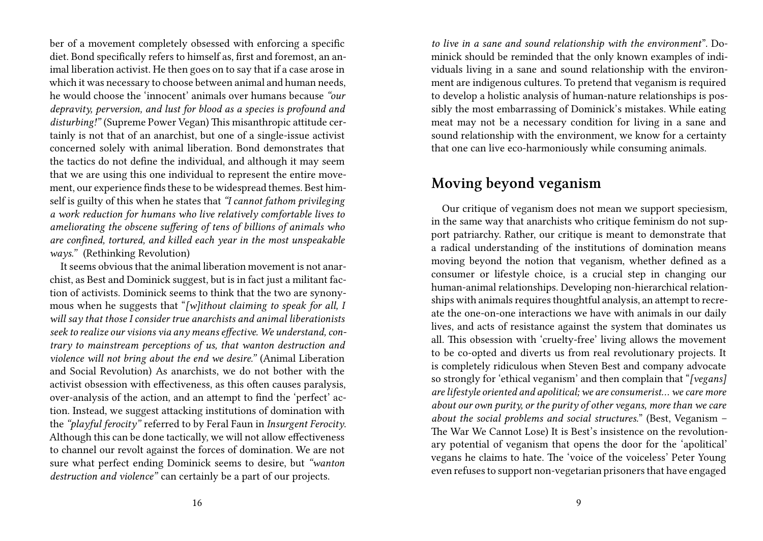ber of a movement completely obsessed with enforcing a specific diet. Bond specifically refers to himself as, first and foremost, an animal liberation activist. He then goes on to say that if a case arose in which it was necessary to choose between animal and human needs, he would choose the 'innocent' animals over humans because *"our depravity, perversion, and lust for blood as a species is profound and disturbing!"* (Supreme Power Vegan) This misanthropic attitude certainly is not that of an anarchist, but one of a single-issue activist concerned solely with animal liberation. Bond demonstrates that the tactics do not define the individual, and although it may seem that we are using this one individual to represent the entire movement, our experience finds these to be widespread themes. Best himself is guilty of this when he states that *"I cannot fathom privileging a work reduction for humans who live relatively comfortable lives to ameliorating the obscene suffering of tens of billions of animals who are confined, tortured, and killed each year in the most unspeakable ways."* (Rethinking Revolution)

It seems obvious that the animal liberation movement is not anarchist, as Best and Dominick suggest, but is in fact just a militant faction of activists. Dominick seems to think that the two are synonymous when he suggests that "*[w]ithout claiming to speak for all, I will say that those I consider true anarchists and animal liberationists seek to realize our visions via any means effective. We understand, contrary to mainstream perceptions of us, that wanton destruction and violence will not bring about the end we desire.*" (Animal Liberation and Social Revolution) As anarchists, we do not bother with the activist obsession with effectiveness, as this often causes paralysis, over-analysis of the action, and an attempt to find the 'perfect' action. Instead, we suggest attacking institutions of domination with the *"playful ferocity"* referred to by Feral Faun in *Insurgent Ferocity*. Although this can be done tactically, we will not allow effectiveness to channel our revolt against the forces of domination. We are not sure what perfect ending Dominick seems to desire, but *"wanton destruction and violence"* can certainly be a part of our projects.

*to live in a sane and sound relationship with the environment*". Dominick should be reminded that the only known examples of individuals living in a sane and sound relationship with the environment are indigenous cultures. To pretend that veganism is required to develop a holistic analysis of human-nature relationships is possibly the most embarrassing of Dominick's mistakes. While eating meat may not be a necessary condition for living in a sane and sound relationship with the environment, we know for a certainty that one can live eco-harmoniously while consuming animals.

## Moving beyond veganism

Our critique of veganism does not mean we support speciesism, in the same way that anarchists who critique feminism do not support patriarchy. Rather, our critique is meant to demonstrate that a radical understanding of the institutions of domination means moving beyond the notion that veganism, whether defined as a consumer or lifestyle choice, is a crucial step in changing our human-animal relationships. Developing non-hierarchical relationships with animals requires thoughtful analysis, an attempt to recreate the one-on-one interactions we have with animals in our daily lives, and acts of resistance against the system that dominates us all. This obsession with 'cruelty-free' living allows the movement to be co-opted and diverts us from real revolutionary projects. It is completely ridiculous when Steven Best and company advocate so strongly for 'ethical veganism' and then complain that "*[vegans] are lifestyle oriented and apolitical; we are consumerist… we care more about our own purity, or the purity of other vegans, more than we care about the social problems and social structures.*" (Best, Veganism – The War We Cannot Lose) It is Best's insistence on the revolutionary potential of veganism that opens the door for the 'apolitical' vegans he claims to hate. The 'voice of the voiceless' Peter Young even refuses to support non-vegetarian prisoners that have engaged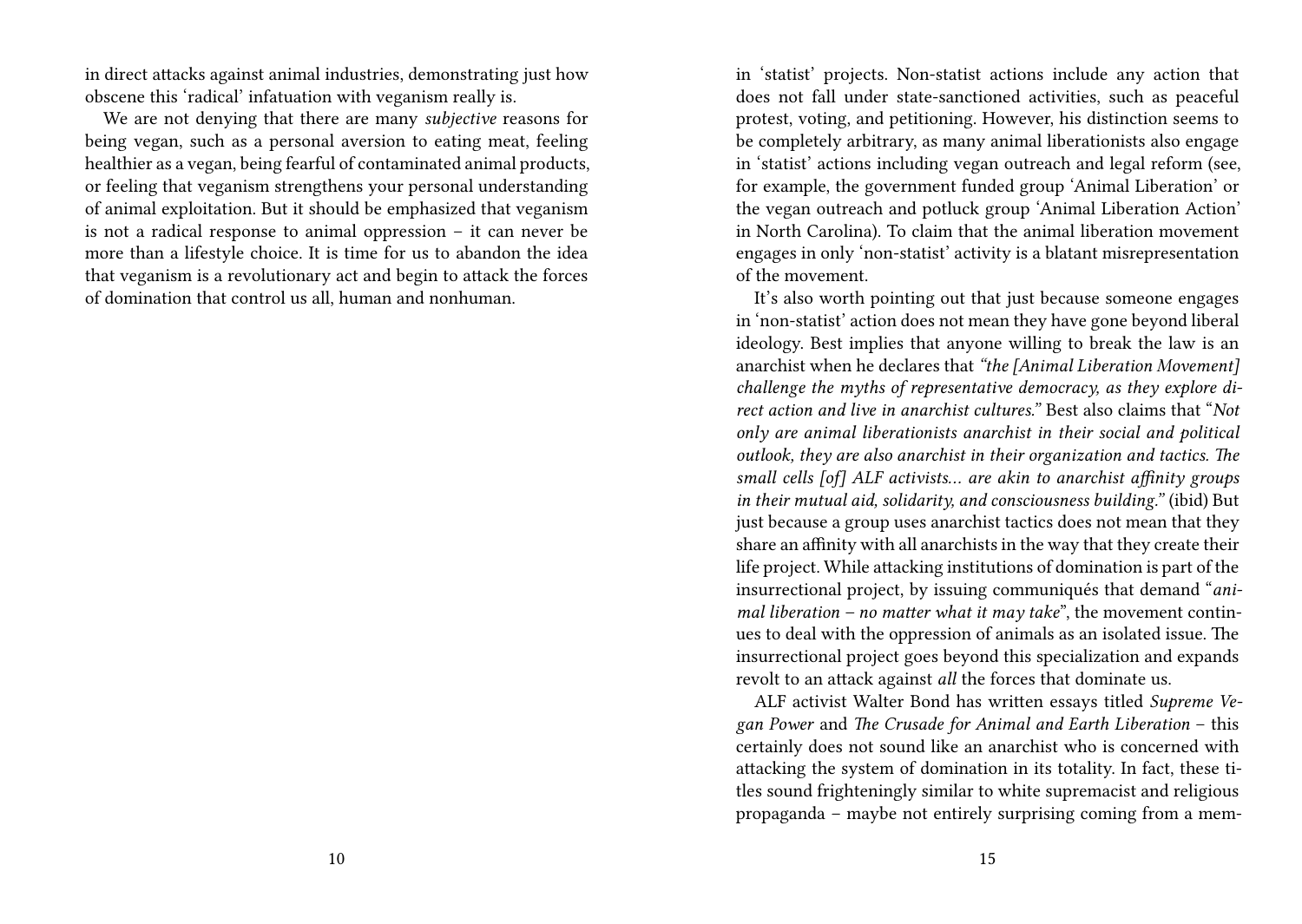in direct attacks against animal industries, demonstrating just how obscene this 'radical' infatuation with veganism really is.

We are not denying that there are many *subjective* reasons for being vegan, such as a personal aversion to eating meat, feeling healthier as a vegan, being fearful of contaminated animal products, or feeling that veganism strengthens your personal understanding of animal exploitation. But it should be emphasized that veganism is not a radical response to animal oppression – it can never be more than a lifestyle choice. It is time for us to abandon the idea that veganism is a revolutionary act and begin to attack the forces of domination that control us all, human and nonhuman.

in 'statist' projects. Non-statist actions include any action that does not fall under state-sanctioned activities, such as peaceful protest, voting, and petitioning. However, his distinction seems to be completely arbitrary, as many animal liberationists also engage in 'statist' actions including vegan outreach and legal reform (see, for example, the government funded group 'Animal Liberation' or the vegan outreach and potluck group 'Animal Liberation Action' in North Carolina). To claim that the animal liberation movement engages in only 'non-statist' activity is a blatant misrepresentation of the movement.

It's also worth pointing out that just because someone engages in 'non-statist' action does not mean they have gone beyond liberal ideology. Best implies that anyone willing to break the law is an anarchist when he declares that *"the [Animal Liberation Movement] challenge the myths of representative democracy, as they explore direct action and live in anarchist cultures."* Best also claims that "*Not only are animal liberationists anarchist in their social and political outlook, they are also anarchist in their organization and tactics. The small cells [of] ALF activists… are akin to anarchist affinity groups in their mutual aid, solidarity, and consciousness building."* (ibid) But just because a group uses anarchist tactics does not mean that they share an affinity with all anarchists in the way that they create their life project. While attacking institutions of domination is part of the insurrectional project, by issuing communiqués that demand "*animal liberation – no matter what it may take*", the movement continues to deal with the oppression of animals as an isolated issue. The insurrectional project goes beyond this specialization and expands revolt to an attack against *all* the forces that dominate us.

ALF activist Walter Bond has written essays titled *Supreme Vegan Power* and *The Crusade for Animal and Earth Liberation* – this certainly does not sound like an anarchist who is concerned with attacking the system of domination in its totality. In fact, these titles sound frighteningly similar to white supremacist and religious propaganda – maybe not entirely surprising coming from a mem-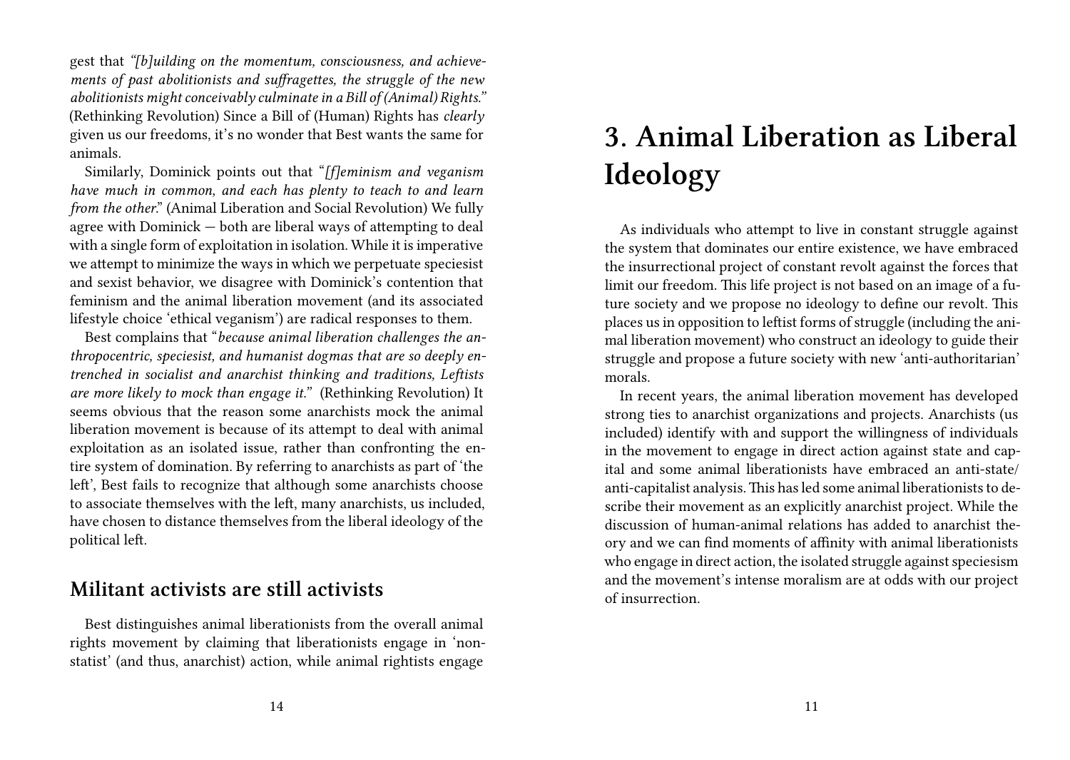gest that *"[b]uilding on the momentum, consciousness, and achievements of past abolitionists and suffragettes, the struggle of the new abolitionists might conceivably culminate in a Bill of (Animal) Rights."* (Rethinking Revolution) Since a Bill of (Human) Rights has *clearly* given us our freedoms, it's no wonder that Best wants the same for animals.

Similarly, Dominick points out that "*[f]eminism and veganism have much in common, and each has plenty to teach to and learn from the other.*" (Animal Liberation and Social Revolution) We fully agree with Dominick — both are liberal ways of attempting to deal with a single form of exploitation in isolation. While it is imperative we attempt to minimize the ways in which we perpetuate speciesist and sexist behavior, we disagree with Dominick's contention that feminism and the animal liberation movement (and its associated lifestyle choice 'ethical veganism') are radical responses to them.

Best complains that "*because animal liberation challenges the anthropocentric, speciesist, and humanist dogmas that are so deeply entrenched in socialist and anarchist thinking and traditions, Leftists are more likely to mock than engage it.*" (Rethinking Revolution) It seems obvious that the reason some anarchists mock the animal liberation movement is because of its attempt to deal with animal exploitation as an isolated issue, rather than confronting the entire system of domination. By referring to anarchists as part of 'the left', Best fails to recognize that although some anarchists choose to associate themselves with the left, many anarchists, us included, have chosen to distance themselves from the liberal ideology of the political left.

## Militant activists are still activists

Best distinguishes animal liberationists from the overall animal rights movement by claiming that liberationists engage in 'non-statist' (and thus, anarchist) action, while animal rightists engage

# 3. Animal Liberation as Liberal Ideology

As individuals who attempt to live in constant struggle against the system that dominates our entire existence, we have embraced the insurrectional project of constant revolt against the forces that limit our freedom. This life project is not based on an image of a future society and we propose no ideology to define our revolt. This places us in opposition to leftist forms of struggle (including the animal liberation movement) who construct an ideology to guide their struggle and propose a future society with new 'anti-authoritarian' morals.

In recent years, the animal liberation movement has developed strong ties to anarchist organizations and projects. Anarchists (us included) identify with and support the willingness of individuals in the movement to engage in direct action against state and capital and some animal liberationists have embraced an anti-state/anti-capitalist analysis. This has led some animal liberationists to describe their movement as an explicitly anarchist project. While the discussion of human-animal relations has added to anarchist theory and we can find moments of affinity with animal liberationists who engage in direct action, the isolated struggle against speciesism and the movement's intense moralism are at odds with our project of insurrection.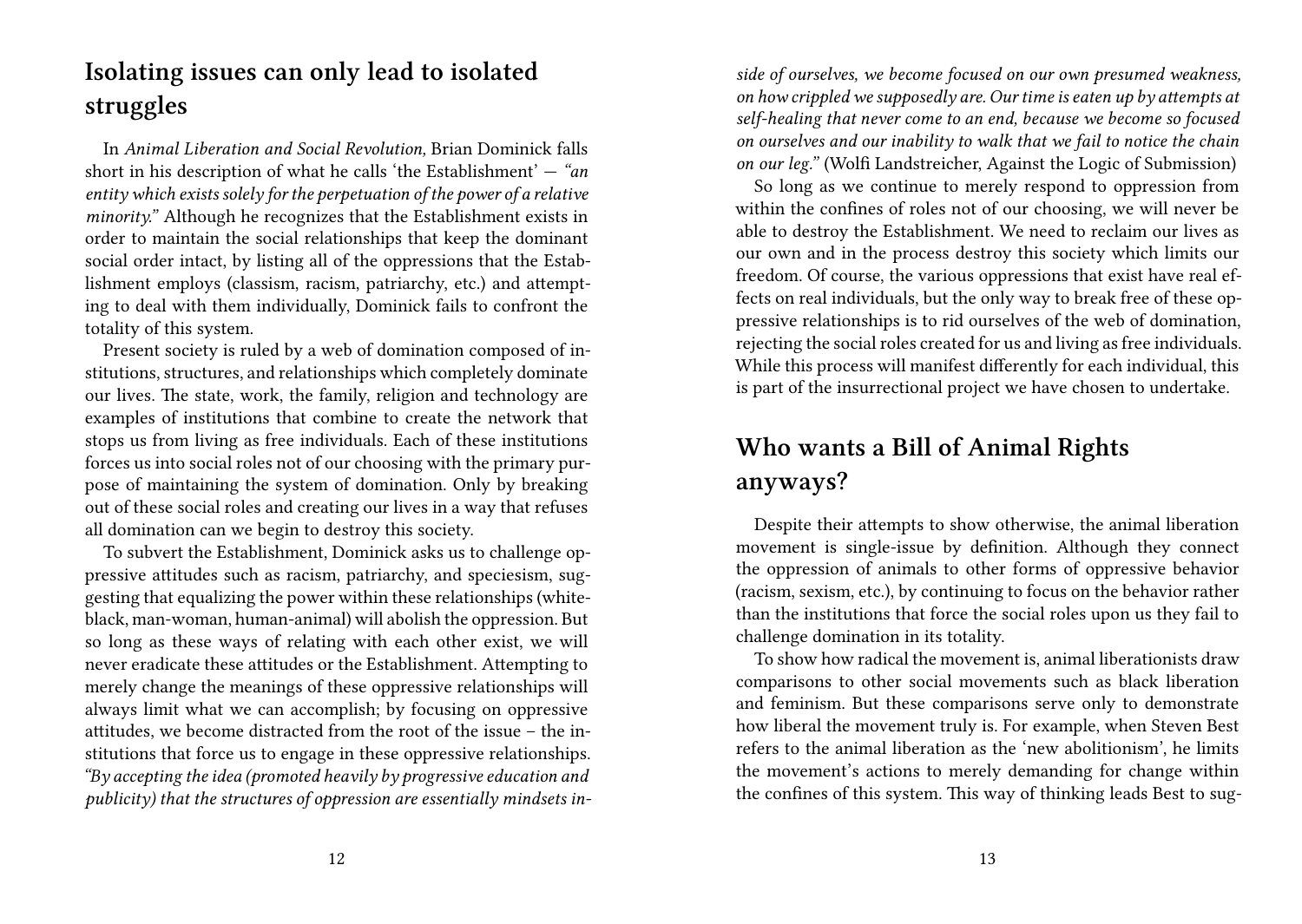## Isolating issues can only lead to isolated struggles

In *Animal Liberation and Social Revolution,* Brian Dominick falls short in his description of what he calls 'the Establishment' — *"an entity which exists solely for the perpetuation of the power of a relative minority."* Although he recognizes that the Establishment exists in order to maintain the social relationships that keep the dominant social order intact, by listing all of the oppressions that the Establishment employs (classism, racism, patriarchy, etc.) and attempting to deal with them individually, Dominick fails to confront the totality of this system.

Present society is ruled by a web of domination composed of institutions, structures, and relationships which completely dominate our lives. The state, work, the family, religion and technology are examples of institutions that combine to create the network that stops us from living as free individuals. Each of these institutions forces us into social roles not of our choosing with the primary purpose of maintaining the system of domination. Only by breaking out of these social roles and creating our lives in a way that refuses all domination can we begin to destroy this society.

To subvert the Establishment, Dominick asks us to challenge oppressive attitudes such as racism, patriarchy, and speciesism, suggesting that equalizing the power within these relationships (white-black, man-woman, human-animal) will abolish the oppression. But so long as these ways of relating with each other exist, we will never eradicate these attitudes or the Establishment. Attempting to merely change the meanings of these oppressive relationships will always limit what we can accomplish; by focusing on oppressive attitudes, we become distracted from the root of the issue – the institutions that force us to engage in these oppressive relationships. *"By accepting the idea (promoted heavily by progressive education and publicity) that the structures of oppression are essentially mindsets inside of ourselves, we become focused on our own presumed weakness, on how crippled we supposedly are. Our time is eaten up by attempts at self-healing that never come to an end, because we become so focused on ourselves and our inability to walk that we fail to notice the chain on our leg."* (Wolfi Landstreicher, Against the Logic of Submission)

So long as we continue to merely respond to oppression from within the confines of roles not of our choosing, we will never be able to destroy the Establishment. We need to reclaim our lives as our own and in the process destroy this society which limits our freedom. Of course, the various oppressions that exist have real effects on real individuals, but the only way to break free of these oppressive relationships is to rid ourselves of the web of domination, rejecting the social roles created for us and living as free individuals. While this process will manifest differently for each individual, this is part of the insurrectional project we have chosen to undertake.

## Who wants a Bill of Animal Rights anyways?

Despite their attempts to show otherwise, the animal liberation movement is single-issue by definition. Although they connect the oppression of animals to other forms of oppressive behavior (racism, sexism, etc.), by continuing to focus on the behavior rather than the institutions that force the social roles upon us they fail to challenge domination in its totality.

To show how radical the movement is, animal liberationists draw comparisons to other social movements such as black liberation and feminism. But these comparisons serve only to demonstrate how liberal the movement truly is. For example, when Steven Best refers to the animal liberation as the 'new abolitionism', he limits the movement's actions to merely demanding for change within the confines of this system. This way of thinking leads Best to sug-